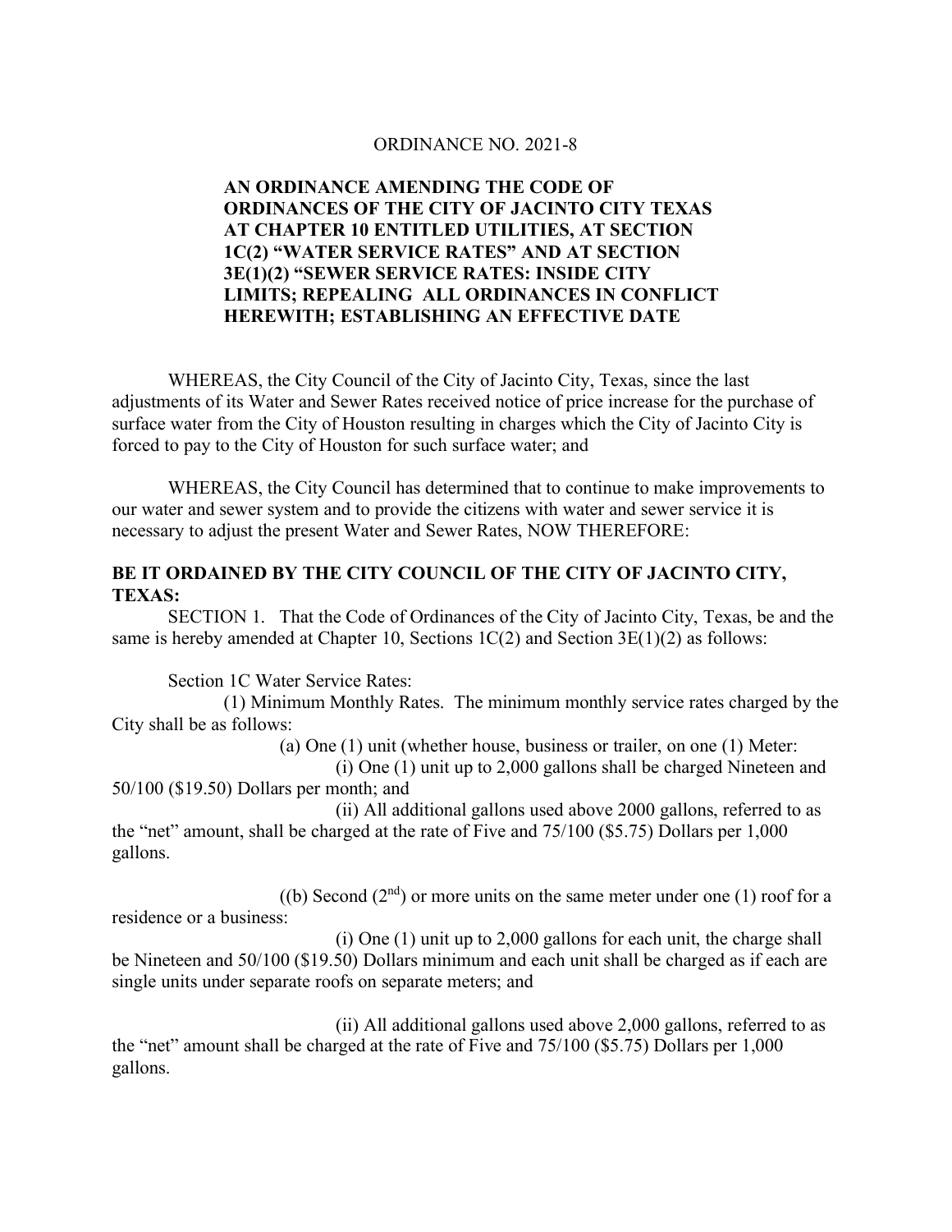ORDINANCE NO. 2021-8

**AN ORDINANCE AMENDING THE CODE OF ORDINANCES OF THE CITY OF JACINTO CITY TEXAS AT CHAPTER 10 ENTITLED UTILITIES, AT SECTION 1C(2) "WATER SERVICE RATES" AND AT SECTION 3E(1)(2) "SEWER SERVICE RATES: INSIDE CITY LIMITS; REPEALING ALL ORDINANCES IN CONFLICT HEREWITH; ESTABLISHING AN EFFECTIVE DATE**

WHEREAS, the City Council of the City of Jacinto City, Texas, since the last adjustments of its Water and Sewer Rates received notice of price increase for the purchase of surface water from the City of Houston resulting in charges which the City of Jacinto City is forced to pay to the City of Houston for such surface water; and

WHEREAS, the City Council has determined that to continue to make improvements to our water and sewer system and to provide the citizens with water and sewer service it is necessary to adjust the present Water and Sewer Rates, NOW THEREFORE:

**BE IT ORDAINED BY THE CITY COUNCIL OF THE CITY OF JACINTO CITY, TEXAS:**

SECTION 1. That the Code of Ordinances of the City of Jacinto City, Texas, be and the same is hereby amended at Chapter 10, Sections 1C(2) and Section 3E(1)(2) as follows:

Section 1C Water Service Rates:

(1) Minimum Monthly Rates. The minimum monthly service rates charged by the City shall be as follows:

(a) One (1) unit (whether house, business or trailer, on one (1) Meter:

(i) One (1) unit up to 2,000 gallons shall be charged Nineteen and 50/100 ($19.50) Dollars per month; and

(ii) All additional gallons used above 2000 gallons, referred to as the "net" amount, shall be charged at the rate of Five and 75/100 ($5.75) Dollars per 1,000 gallons.

((b) Second (2nd) or more units on the same meter under one (1) roof for a residence or a business:

(i) One (1) unit up to 2,000 gallons for each unit, the charge shall be Nineteen and 50/100 ($19.50) Dollars minimum and each unit shall be charged as if each are single units under separate roofs on separate meters; and

(ii) All additional gallons used above 2,000 gallons, referred to as the "net" amount shall be charged at the rate of Five and 75/100 ($5.75) Dollars per 1,000 gallons.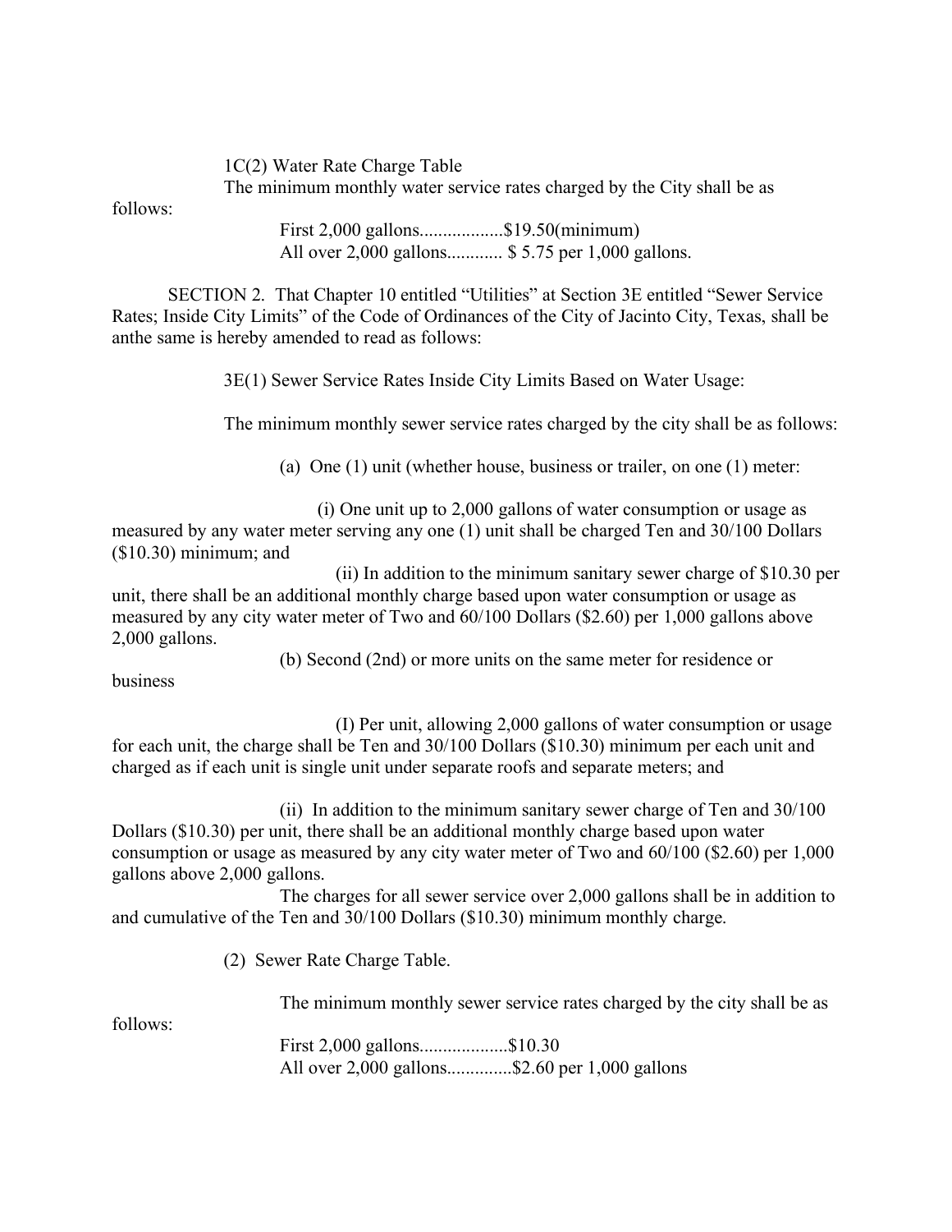1C(2) Water Rate Charge Table

The minimum monthly water service rates charged by the City shall be as follows:

First 2,000 gallons..................$19.50(minimum)
All over 2,000 gallons............ $ 5.75 per 1,000 gallons.

SECTION 2. That Chapter 10 entitled "Utilities" at Section 3E entitled "Sewer Service Rates; Inside City Limits" of the Code of Ordinances of the City of Jacinto City, Texas, shall be anthe same is hereby amended to read as follows:

3E(1) Sewer Service Rates Inside City Limits Based on Water Usage:

The minimum monthly sewer service rates charged by the city shall be as follows:

(a) One (1) unit (whether house, business or trailer, on one (1) meter:

(i) One unit up to 2,000 gallons of water consumption or usage as measured by any water meter serving any one (1) unit shall be charged Ten and 30/100 Dollars ($10.30) minimum; and

(ii) In addition to the minimum sanitary sewer charge of $10.30 per unit, there shall be an additional monthly charge based upon water consumption or usage as measured by any city water meter of Two and 60/100 Dollars ($2.60) per 1,000 gallons above 2,000 gallons.

(b) Second (2nd) or more units on the same meter for residence or business

(I) Per unit, allowing 2,000 gallons of water consumption or usage for each unit, the charge shall be Ten and 30/100 Dollars ($10.30) minimum per each unit and charged as if each unit is single unit under separate roofs and separate meters; and

(ii) In addition to the minimum sanitary sewer charge of Ten and 30/100 Dollars ($10.30) per unit, there shall be an additional monthly charge based upon water consumption or usage as measured by any city water meter of Two and 60/100 ($2.60) per 1,000 gallons above 2,000 gallons.

The charges for all sewer service over 2,000 gallons shall be in addition to and cumulative of the Ten and 30/100 Dollars ($10.30) minimum monthly charge.

(2) Sewer Rate Charge Table.

The minimum monthly sewer service rates charged by the city shall be as follows:

First 2,000 gallons...................$10.30
All over 2,000 gallons..............$2.60 per 1,000 gallons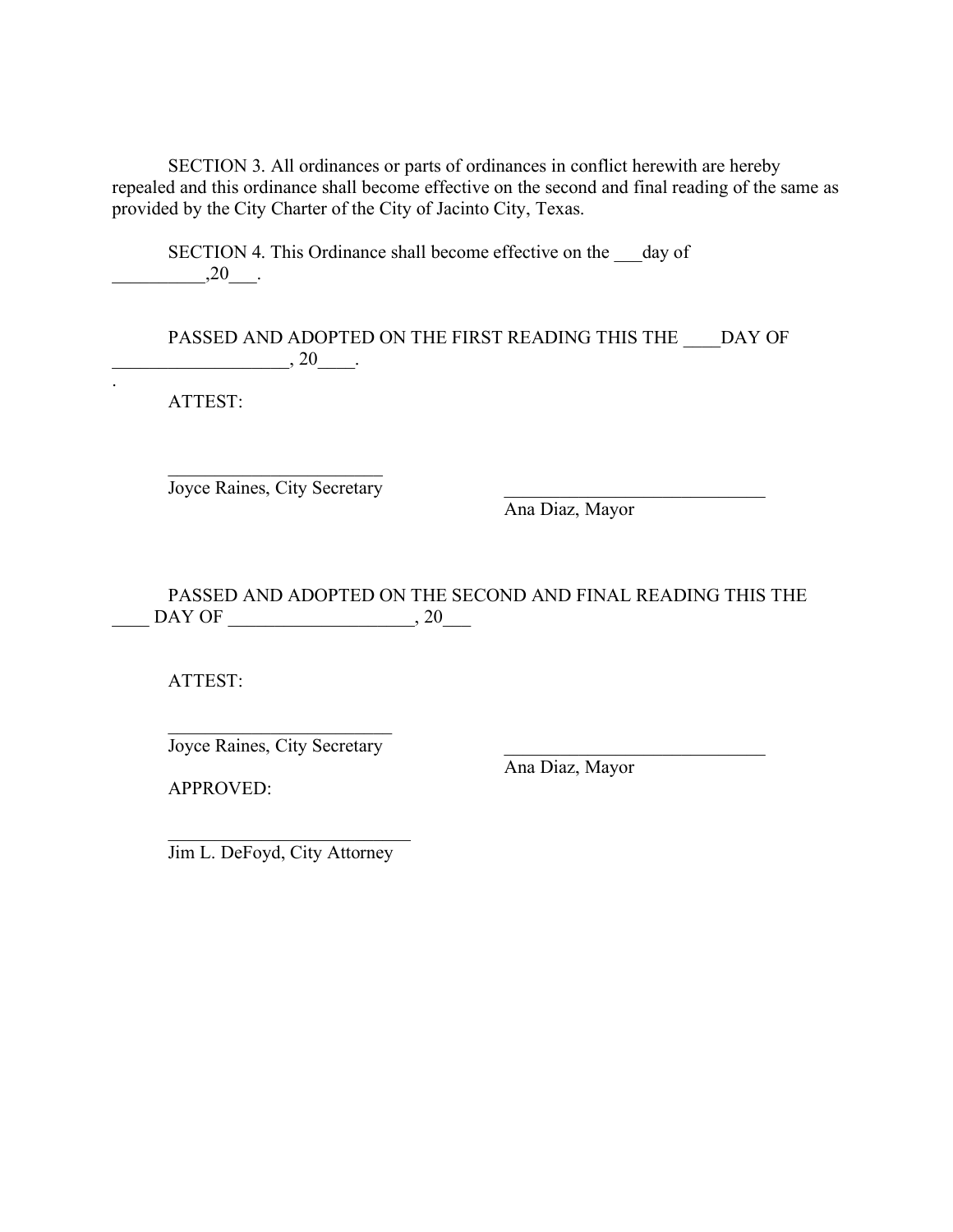SECTION 3. All ordinances or parts of ordinances in conflict herewith are hereby repealed and this ordinance shall become effective on the second and final reading of the same as provided by the City Charter of the City of Jacinto City, Texas.

SECTION 4. This Ordinance shall become effective on the ___day of __________,20___.

PASSED AND ADOPTED ON THE FIRST READING THIS THE ____DAY OF ___________________, 20____.

.

ATTEST:

_________________________
Joyce Raines, City Secretary

_____________________________
Ana Diaz, Mayor

PASSED AND ADOPTED ON THE SECOND AND FINAL READING THIS THE ____ DAY OF ____________________, 20___

ATTEST:

_________________________
Joyce Raines, City Secretary

_____________________________
Ana Diaz, Mayor

APPROVED:

____________________________
Jim L. DeFoyd, City Attorney